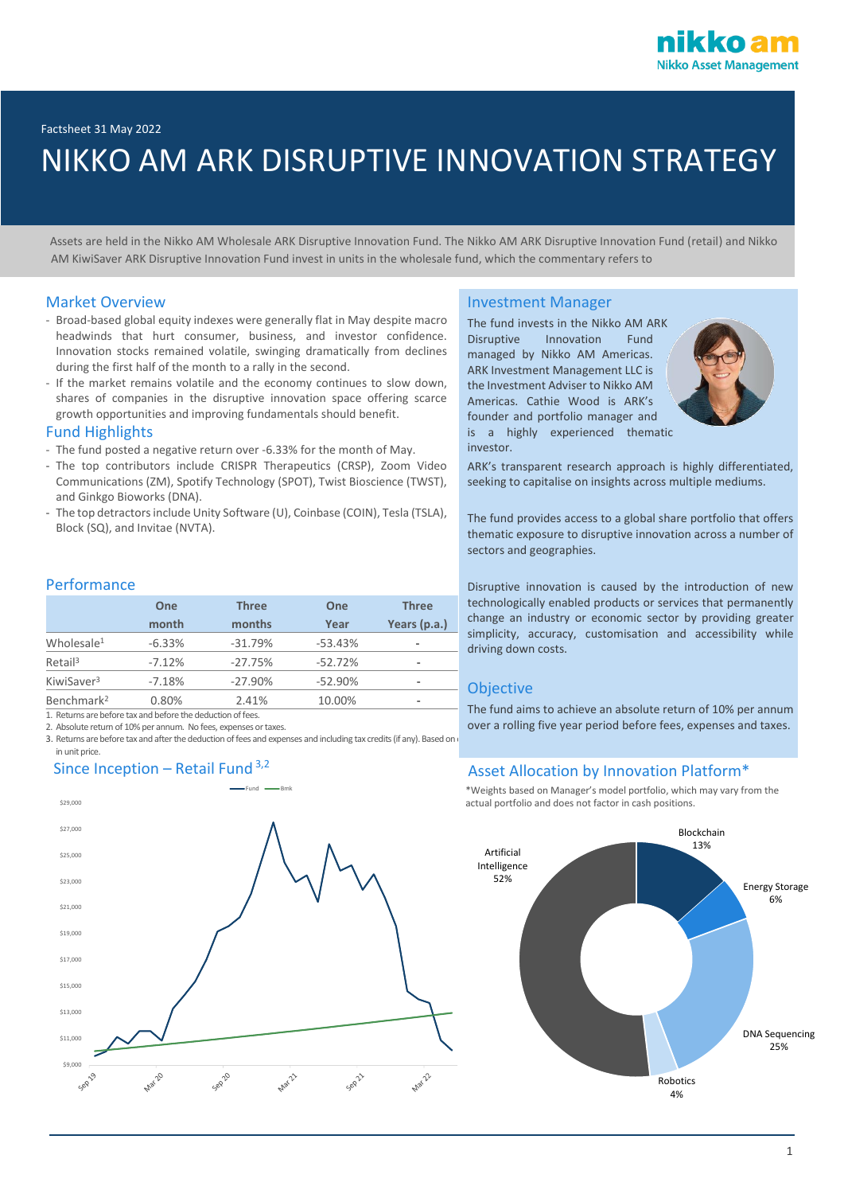Factsheet 31 May 2022

# NIKKO AM ARK DISRUPTIVE INNOVATION STRATEGY

Assets are held in the Nikko AM Wholesale ARK Disruptive Innovation Fund. The Nikko AM ARK Disruptive Innovation Fund (retail) and Nikko AM KiwiSaver ARK Disruptive Innovation Fund invest in units in the wholesale fund, which the commentary refers to

## Market Overview

- Broad-based global equity indexes were generally flat in May despite macro headwinds that hurt consumer, business, and investor confidence. Innovation stocks remained volatile, swinging dramatically from declines during the first half of the month to a rally in the second.
- If the market remains volatile and the economy continues to slow down, shares of companies in the disruptive innovation space offering scarce growth opportunities and improving fundamentals should benefit.

## Fund Highlights

- The fund posted a negative return over -6.33% for the month of May.
- The top contributors include CRISPR Therapeutics (CRSP), Zoom Video Communications (ZM), Spotify Technology (SPOT), Twist Bioscience (TWST), and Ginkgo Bioworks (DNA).
- The top detractors include Unity Software (U), Coinbase (COIN), Tesla (TSLA), Block (SQ), and Invitae (NVTA).

## Performance

| | One month | Three months | One Year | Three Years (p.a.) |
|---|---|---|---|---|
| Wholesale[1] | -6.33% | -31.79% | -53.43% | - |
| Retail[3] | -7.12% | -27.75% | -52.72% | - |
| KiwiSaver[3] | -7.18% | -27.90% | -52.90% | - |
| Benchmark[2] | 0.80% | 2.41% | 10.00% | - |

1. Returns are before tax and before the deduction of fees.
2. Absolute return of 10% per annum. No fees, expenses or taxes.
3. Returns are before tax and after the deduction of fees and expenses and including tax credits (if any). Based on in unit price.

## Since Inception – Retail Fund[3,2]

## Investment Manager

The fund invests in the Nikko AM ARK Disruptive Innovation Fund managed by Nikko AM Americas. ARK Investment Management LLC is the Investment Adviser to Nikko AM Americas. Cathie Wood is ARK's founder and portfolio manager and is a highly experienced thematic investor.

ARK's transparent research approach is highly differentiated, seeking to capitalise on insights across multiple mediums.

The fund provides access to a global share portfolio that offers thematic exposure to disruptive innovation across a number of sectors and geographies.

Disruptive innovation is caused by the introduction of new technologically enabled products or services that permanently change an industry or economic sector by providing greater simplicity, accuracy, customisation and accessibility while driving down costs.

## Objective

The fund aims to achieve an absolute return of 10% per annum over a rolling five year period before fees, expenses and taxes.

## Asset Allocation by Innovation Platform*

*Weights based on Manager's model portfolio, which may vary from the actual portfolio and does not factor in cash positions.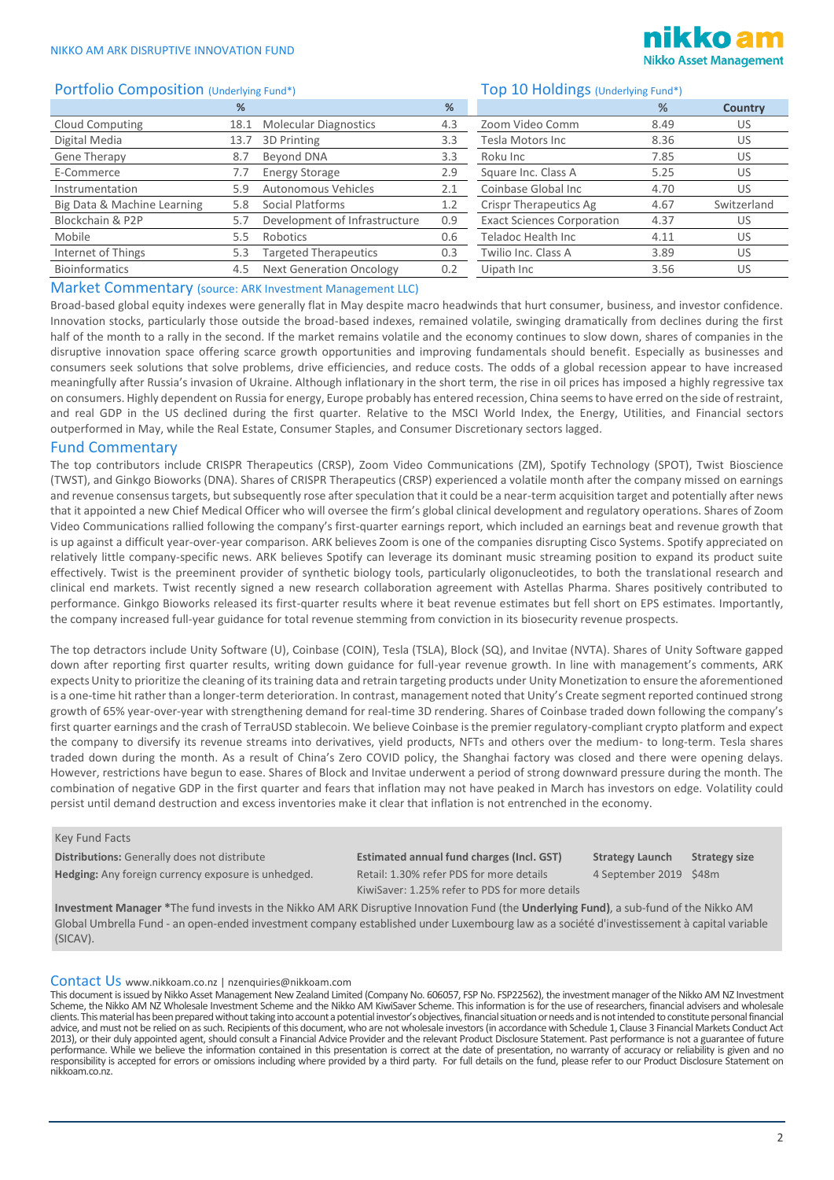## Portfolio Composition (Underlying Fund*)

| | % | | % |
|---|---|---|---|
| Cloud Computing | 18.1 | Molecular Diagnostics | 4.3 |
| Digital Media | 13.7 | 3D Printing | 3.3 |
| Gene Therapy | 8.7 | Beyond DNA | 3.3 |
| E-Commerce | 7.7 | Energy Storage | 2.9 |
| Instrumentation | 5.9 | Autonomous Vehicles | 2.1 |
| Big Data & Machine Learning | 5.8 | Social Platforms | 1.2 |
| Blockchain & P2P | 5.7 | Development of Infrastructure | 0.9 |
| Mobile | 5.5 | Robotics | 0.6 |
| Internet of Things | 5.3 | Targeted Therapeutics | 0.3 |
| Bioinformatics | 4.5 | Next Generation Oncology | 0.2 |

## Top 10 Holdings (Underlying Fund*)

| | % | Country |
|---|---|---|
| Zoom Video Comm | 8.49 | US |
| Tesla Motors Inc | 8.36 | US |
| Roku Inc | 7.85 | US |
| Square Inc. Class A | 5.25 | US |
| Coinbase Global Inc | 4.70 | US |
| Crispr Therapeutics Ag | 4.67 | Switzerland |
| Exact Sciences Corporation | 4.37 | US |
| Teladoc Health Inc | 4.11 | US |
| Twilio Inc. Class A | 3.89 | US |
| Uipath Inc | 3.56 | US |

## Market Commentary (source: ARK Investment Management LLC)

Broad-based global equity indexes were generally flat in May despite macro headwinds that hurt consumer, business, and investor confidence. Innovation stocks, particularly those outside the broad-based indexes, remained volatile, swinging dramatically from declines during the first half of the month to a rally in the second. If the market remains volatile and the economy continues to slow down, shares of companies in the disruptive innovation space offering scarce growth opportunities and improving fundamentals should benefit. Especially as businesses and consumers seek solutions that solve problems, drive efficiencies, and reduce costs. The odds of a global recession appear to have increased meaningfully after Russia's invasion of Ukraine. Although inflationary in the short term, the rise in oil prices has imposed a highly regressive tax on consumers. Highly dependent on Russia for energy, Europe probably has entered recession, China seems to have erred on the side of restraint, and real GDP in the US declined during the first quarter. Relative to the MSCI World Index, the Energy, Utilities, and Financial sectors outperformed in May, while the Real Estate, Consumer Staples, and Consumer Discretionary sectors lagged.

## Fund Commentary

The top contributors include CRISPR Therapeutics (CRSP), Zoom Video Communications (ZM), Spotify Technology (SPOT), Twist Bioscience (TWST), and Ginkgo Bioworks (DNA). Shares of CRISPR Therapeutics (CRSP) experienced a volatile month after the company missed on earnings and revenue consensus targets, but subsequently rose after speculation that it could be a near-term acquisition target and potentially after news that it appointed a new Chief Medical Officer who will oversee the firm's global clinical development and regulatory operations. Shares of Zoom Video Communications rallied following the company's first-quarter earnings report, which included an earnings beat and revenue growth that is up against a difficult year-over-year comparison. ARK believes Zoom is one of the companies disrupting Cisco Systems. Spotify appreciated on relatively little company-specific news. ARK believes Spotify can leverage its dominant music streaming position to expand its product suite effectively. Twist is the preeminent provider of synthetic biology tools, particularly oligonucleotides, to both the translational research and clinical end markets. Twist recently signed a new research collaboration agreement with Astellas Pharma. Shares positively contributed to performance. Ginkgo Bioworks released its first-quarter results where it beat revenue estimates but fell short on EPS estimates. Importantly, the company increased full-year guidance for total revenue stemming from conviction in its biosecurity revenue prospects.

The top detractors include Unity Software (U), Coinbase (COIN), Tesla (TSLA), Block (SQ), and Invitae (NVTA). Shares of Unity Software gapped down after reporting first quarter results, writing down guidance for full-year revenue growth. In line with management's comments, ARK expects Unity to prioritize the cleaning of its training data and retrain targeting products under Unity Monetization to ensure the aforementioned is a one-time hit rather than a longer-term deterioration. In contrast, management noted that Unity's Create segment reported continued strong growth of 65% year-over-year with strengthening demand for real-time 3D rendering. Shares of Coinbase traded down following the company's first quarter earnings and the crash of TerraUSD stablecoin. We believe Coinbase is the premier regulatory-compliant crypto platform and expect the company to diversify its revenue streams into derivatives, yield products, NFTs and others over the medium- to long-term. Tesla shares traded down during the month. As a result of China's Zero COVID policy, the Shanghai factory was closed and there were opening delays. However, restrictions have begun to ease. Shares of Block and Invitae underwent a period of strong downward pressure during the month. The combination of negative GDP in the first quarter and fears that inflation may not have peaked in March has investors on edge. Volatility could persist until demand destruction and excess inventories make it clear that inflation is not entrenched in the economy.

### Key Fund Facts

**Distributions:** Generally does not distribute

**Hedging:** Any foreign currency exposure is unhedged.

**Estimated annual fund charges (Incl. GST)**
Retail: 1.30% refer PDS for more details
KiwiSaver: 1.25% refer to PDS for more details

**Strategy Launch**
4 September 2019

**Strategy size**
$48m

**Investment Manager** *The fund invests in the Nikko AM ARK Disruptive Innovation Fund (the **Underlying Fund**), a sub-fund of the Nikko AM Global Umbrella Fund - an open-ended investment company established under Luxembourg law as a société d'investissement à capital variable (SICAV).

## Contact Us

www.nikkoam.co.nz | nzenquiries@nikkoam.com

This document is issued by Nikko Asset Management New Zealand Limited (Company No. 606057, FSP No. FSP22562), the investment manager of the Nikko AM NZ Investment Scheme, the Nikko AM NZ Wholesale Investment Scheme and the Nikko AM KiwiSaver Scheme. This information is for the use of researchers, financial advisers and wholesale clients. This material has been prepared without taking into account a potential investor's objectives, financial situation or needs and is not intended to constitute personal financial advice, and must not be relied on as such. Recipients of this document, who are not wholesale investors (in accordance with Schedule 1, Clause 3 Financial Markets Conduct Act 2013), or their duly appointed agent, should consult a Financial Advice Provider and the relevant Product Disclosure Statement. Past performance is not a guarantee of future performance. While we believe the information contained in this presentation is correct at the date of presentation, no warranty of accuracy or reliability is given and no responsibility is accepted for errors or omissions including where provided by a third party. For full details on the fund, please refer to our Product Disclosure Statement on nikkoam.co.nz.